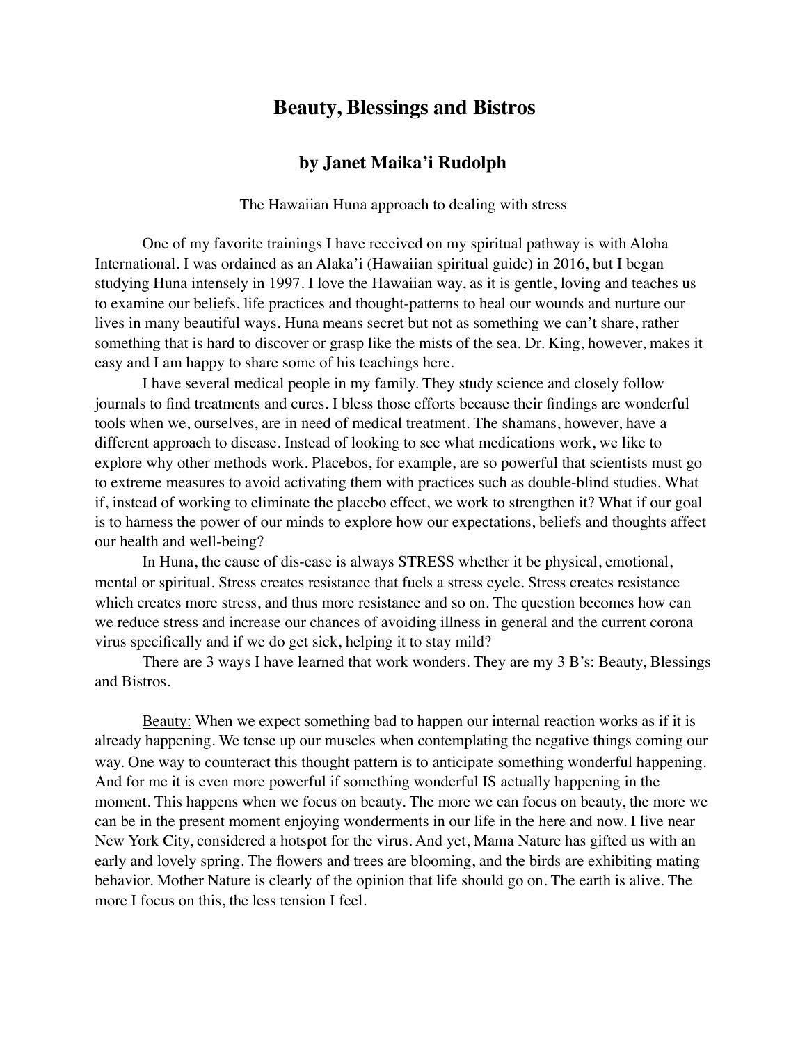# Beauty, Blessings and Bistros

## by Janet Maika'i Rudolph

The Hawaiian Huna approach to dealing with stress

One of my favorite trainings I have received on my spiritual pathway is with Aloha International. I was ordained as an Alaka'i (Hawaiian spiritual guide) in 2016, but I began studying Huna intensely in 1997. I love the Hawaiian way, as it is gentle, loving and teaches us to examine our beliefs, life practices and thought-patterns to heal our wounds and nurture our lives in many beautiful ways. Huna means secret but not as something we can't share, rather something that is hard to discover or grasp like the mists of the sea. Dr. King, however, makes it easy and I am happy to share some of his teachings here.

I have several medical people in my family. They study science and closely follow journals to find treatments and cures. I bless those efforts because their findings are wonderful tools when we, ourselves, are in need of medical treatment. The shamans, however, have a different approach to disease. Instead of looking to see what medications work, we like to explore why other methods work. Placebos, for example, are so powerful that scientists must go to extreme measures to avoid activating them with practices such as double-blind studies. What if, instead of working to eliminate the placebo effect, we work to strengthen it? What if our goal is to harness the power of our minds to explore how our expectations, beliefs and thoughts affect our health and well-being?

In Huna, the cause of dis-ease is always STRESS whether it be physical, emotional, mental or spiritual. Stress creates resistance that fuels a stress cycle. Stress creates resistance which creates more stress, and thus more resistance and so on. The question becomes how can we reduce stress and increase our chances of avoiding illness in general and the current corona virus specifically and if we do get sick, helping it to stay mild?

There are 3 ways I have learned that work wonders. They are my 3 B's: Beauty, Blessings and Bistros.

<u>Beauty:</u> When we expect something bad to happen our internal reaction works as if it is already happening. We tense up our muscles when contemplating the negative things coming our way. One way to counteract this thought pattern is to anticipate something wonderful happening. And for me it is even more powerful if something wonderful IS actually happening in the moment. This happens when we focus on beauty. The more we can focus on beauty, the more we can be in the present moment enjoying wonderments in our life in the here and now. I live near New York City, considered a hotspot for the virus. And yet, Mama Nature has gifted us with an early and lovely spring. The flowers and trees are blooming, and the birds are exhibiting mating behavior. Mother Nature is clearly of the opinion that life should go on. The earth is alive. The more I focus on this, the less tension I feel.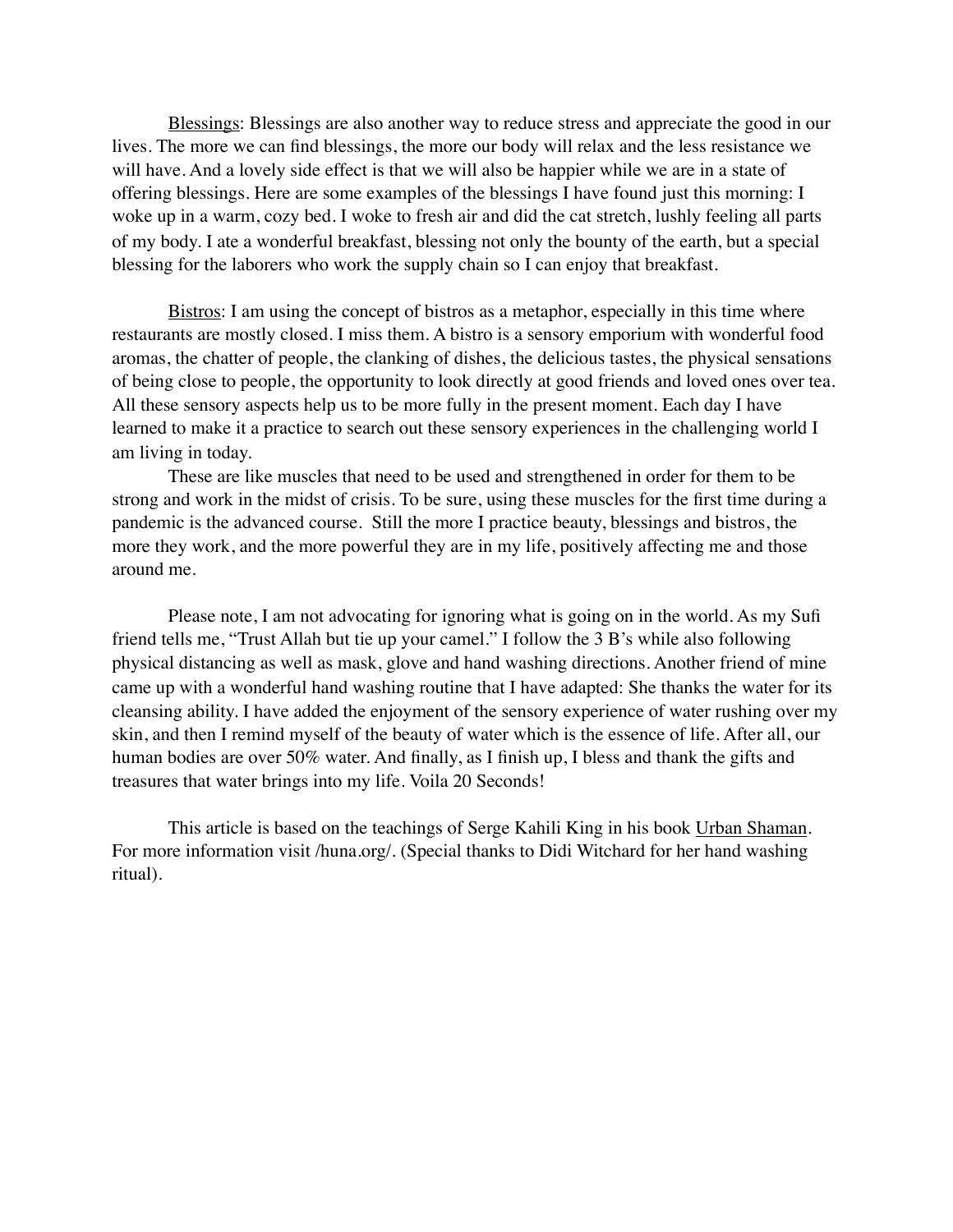<u>Blessings</u>: Blessings are also another way to reduce stress and appreciate the good in our lives. The more we can find blessings, the more our body will relax and the less resistance we will have. And a lovely side effect is that we will also be happier while we are in a state of offering blessings. Here are some examples of the blessings I have found just this morning: I woke up in a warm, cozy bed. I woke to fresh air and did the cat stretch, lushly feeling all parts of my body. I ate a wonderful breakfast, blessing not only the bounty of the earth, but a special blessing for the laborers who work the supply chain so I can enjoy that breakfast.

<u>Bistros</u>: I am using the concept of bistros as a metaphor, especially in this time where restaurants are mostly closed. I miss them. A bistro is a sensory emporium with wonderful food aromas, the chatter of people, the clanking of dishes, the delicious tastes, the physical sensations of being close to people, the opportunity to look directly at good friends and loved ones over tea. All these sensory aspects help us to be more fully in the present moment. Each day I have learned to make it a practice to search out these sensory experiences in the challenging world I am living in today.

These are like muscles that need to be used and strengthened in order for them to be strong and work in the midst of crisis. To be sure, using these muscles for the first time during a pandemic is the advanced course. Still the more I practice beauty, blessings and bistros, the more they work, and the more powerful they are in my life, positively affecting me and those around me.

Please note, I am not advocating for ignoring what is going on in the world. As my Sufi friend tells me, "Trust Allah but tie up your camel." I follow the 3 B's while also following physical distancing as well as mask, glove and hand washing directions. Another friend of mine came up with a wonderful hand washing routine that I have adapted: She thanks the water for its cleansing ability. I have added the enjoyment of the sensory experience of water rushing over my skin, and then I remind myself of the beauty of water which is the essence of life. After all, our human bodies are over 50% water. And finally, as I finish up, I bless and thank the gifts and treasures that water brings into my life. Voila 20 Seconds!

This article is based on the teachings of Serge Kahili King in his book <u>Urban Shaman</u>. For more information visit /huna.org/. (Special thanks to Didi Witchard for her hand washing ritual).